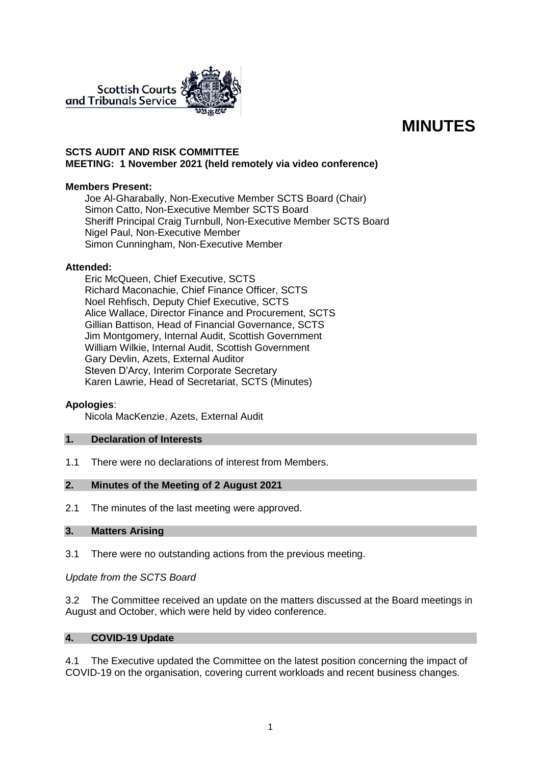Scottish Courts and Tribunals Service

# MINUTES

**SCTS AUDIT AND RISK COMMITTEE**
**MEETING: 1 November 2021 (held remotely via video conference)**

**Members Present:**

Joe Al-Gharabally, Non-Executive Member SCTS Board (Chair)
Simon Catto, Non-Executive Member SCTS Board
Sheriff Principal Craig Turnbull, Non-Executive Member SCTS Board
Nigel Paul, Non-Executive Member
Simon Cunningham, Non-Executive Member

**Attended:**

Eric McQueen, Chief Executive, SCTS
Richard Maconachie, Chief Finance Officer, SCTS
Noel Rehfisch, Deputy Chief Executive, SCTS
Alice Wallace, Director Finance and Procurement, SCTS
Gillian Battison, Head of Financial Governance, SCTS
Jim Montgomery, Internal Audit, Scottish Government
William Wilkie, Internal Audit, Scottish Government
Gary Devlin, Azets, External Auditor
Steven D'Arcy, Interim Corporate Secretary
Karen Lawrie, Head of Secretariat, SCTS (Minutes)

**Apologies**:

Nicola MacKenzie, Azets, External Audit

## 1. Declaration of Interests

1.1 There were no declarations of interest from Members.

## 2. Minutes of the Meeting of 2 August 2021

2.1 The minutes of the last meeting were approved.

## 3. Matters Arising

3.1 There were no outstanding actions from the previous meeting.

*Update from the SCTS Board*

3.2 The Committee received an update on the matters discussed at the Board meetings in August and October, which were held by video conference.

## 4. COVID-19 Update

4.1 The Executive updated the Committee on the latest position concerning the impact of COVID-19 on the organisation, covering current workloads and recent business changes.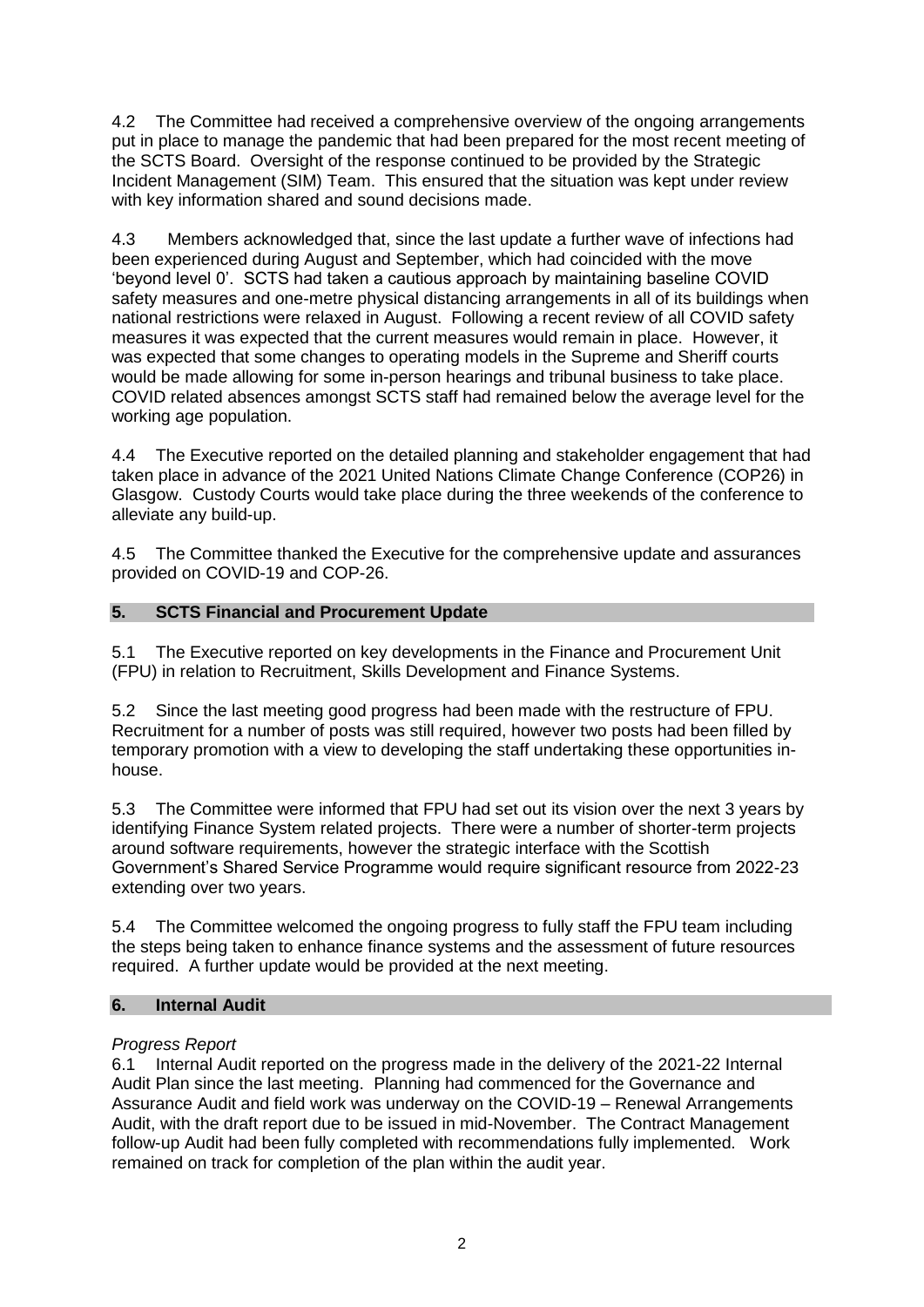4.2 The Committee had received a comprehensive overview of the ongoing arrangements put in place to manage the pandemic that had been prepared for the most recent meeting of the SCTS Board. Oversight of the response continued to be provided by the Strategic Incident Management (SIM) Team. This ensured that the situation was kept under review with key information shared and sound decisions made.

4.3 Members acknowledged that, since the last update a further wave of infections had been experienced during August and September, which had coincided with the move 'beyond level 0'. SCTS had taken a cautious approach by maintaining baseline COVID safety measures and one-metre physical distancing arrangements in all of its buildings when national restrictions were relaxed in August. Following a recent review of all COVID safety measures it was expected that the current measures would remain in place. However, it was expected that some changes to operating models in the Supreme and Sheriff courts would be made allowing for some in-person hearings and tribunal business to take place. COVID related absences amongst SCTS staff had remained below the average level for the working age population.

4.4 The Executive reported on the detailed planning and stakeholder engagement that had taken place in advance of the 2021 United Nations Climate Change Conference (COP26) in Glasgow. Custody Courts would take place during the three weekends of the conference to alleviate any build-up.

4.5 The Committee thanked the Executive for the comprehensive update and assurances provided on COVID-19 and COP-26.

## 5. SCTS Financial and Procurement Update

5.1 The Executive reported on key developments in the Finance and Procurement Unit (FPU) in relation to Recruitment, Skills Development and Finance Systems.

5.2 Since the last meeting good progress had been made with the restructure of FPU. Recruitment for a number of posts was still required, however two posts had been filled by temporary promotion with a view to developing the staff undertaking these opportunities in-house.

5.3 The Committee were informed that FPU had set out its vision over the next 3 years by identifying Finance System related projects. There were a number of shorter-term projects around software requirements, however the strategic interface with the Scottish Government's Shared Service Programme would require significant resource from 2022-23 extending over two years.

5.4 The Committee welcomed the ongoing progress to fully staff the FPU team including the steps being taken to enhance finance systems and the assessment of future resources required. A further update would be provided at the next meeting.

## 6. Internal Audit

*Progress Report*

6.1 Internal Audit reported on the progress made in the delivery of the 2021-22 Internal Audit Plan since the last meeting. Planning had commenced for the Governance and Assurance Audit and field work was underway on the COVID-19 – Renewal Arrangements Audit, with the draft report due to be issued in mid-November. The Contract Management follow-up Audit had been fully completed with recommendations fully implemented. Work remained on track for completion of the plan within the audit year.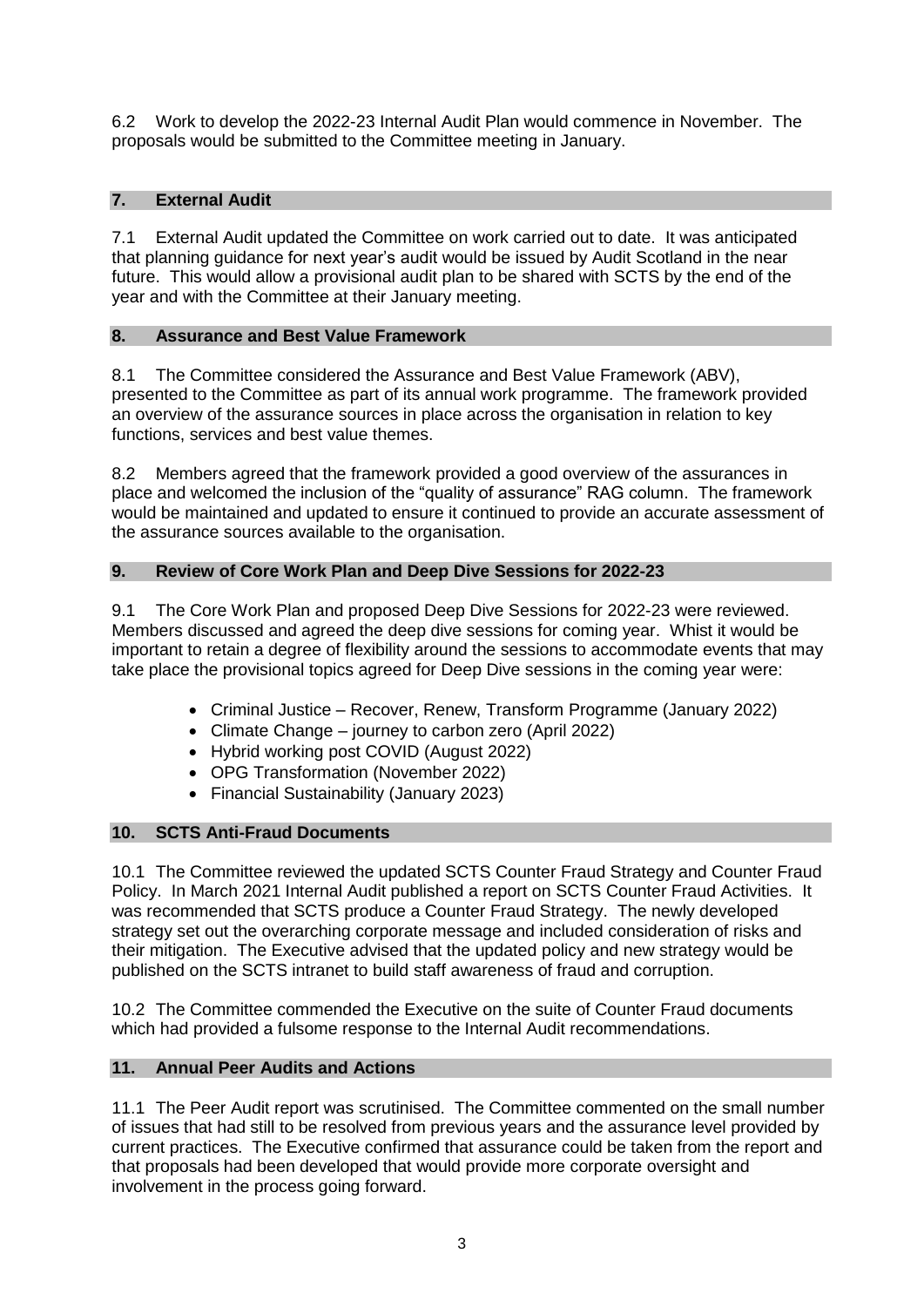6.2 Work to develop the 2022-23 Internal Audit Plan would commence in November. The proposals would be submitted to the Committee meeting in January.

## 7. External Audit

7.1 External Audit updated the Committee on work carried out to date. It was anticipated that planning guidance for next year's audit would be issued by Audit Scotland in the near future. This would allow a provisional audit plan to be shared with SCTS by the end of the year and with the Committee at their January meeting.

## 8. Assurance and Best Value Framework

8.1 The Committee considered the Assurance and Best Value Framework (ABV), presented to the Committee as part of its annual work programme. The framework provided an overview of the assurance sources in place across the organisation in relation to key functions, services and best value themes.

8.2 Members agreed that the framework provided a good overview of the assurances in place and welcomed the inclusion of the "quality of assurance" RAG column. The framework would be maintained and updated to ensure it continued to provide an accurate assessment of the assurance sources available to the organisation.

## 9. Review of Core Work Plan and Deep Dive Sessions for 2022-23

9.1 The Core Work Plan and proposed Deep Dive Sessions for 2022-23 were reviewed. Members discussed and agreed the deep dive sessions for coming year. Whist it would be important to retain a degree of flexibility around the sessions to accommodate events that may take place the provisional topics agreed for Deep Dive sessions in the coming year were:

- Criminal Justice – Recover, Renew, Transform Programme (January 2022)
- Climate Change – journey to carbon zero (April 2022)
- Hybrid working post COVID (August 2022)
- OPG Transformation (November 2022)
- Financial Sustainability (January 2023)

## 10. SCTS Anti-Fraud Documents

10.1 The Committee reviewed the updated SCTS Counter Fraud Strategy and Counter Fraud Policy. In March 2021 Internal Audit published a report on SCTS Counter Fraud Activities. It was recommended that SCTS produce a Counter Fraud Strategy. The newly developed strategy set out the overarching corporate message and included consideration of risks and their mitigation. The Executive advised that the updated policy and new strategy would be published on the SCTS intranet to build staff awareness of fraud and corruption.

10.2 The Committee commended the Executive on the suite of Counter Fraud documents which had provided a fulsome response to the Internal Audit recommendations.

## 11. Annual Peer Audits and Actions

11.1 The Peer Audit report was scrutinised. The Committee commented on the small number of issues that had still to be resolved from previous years and the assurance level provided by current practices. The Executive confirmed that assurance could be taken from the report and that proposals had been developed that would provide more corporate oversight and involvement in the process going forward.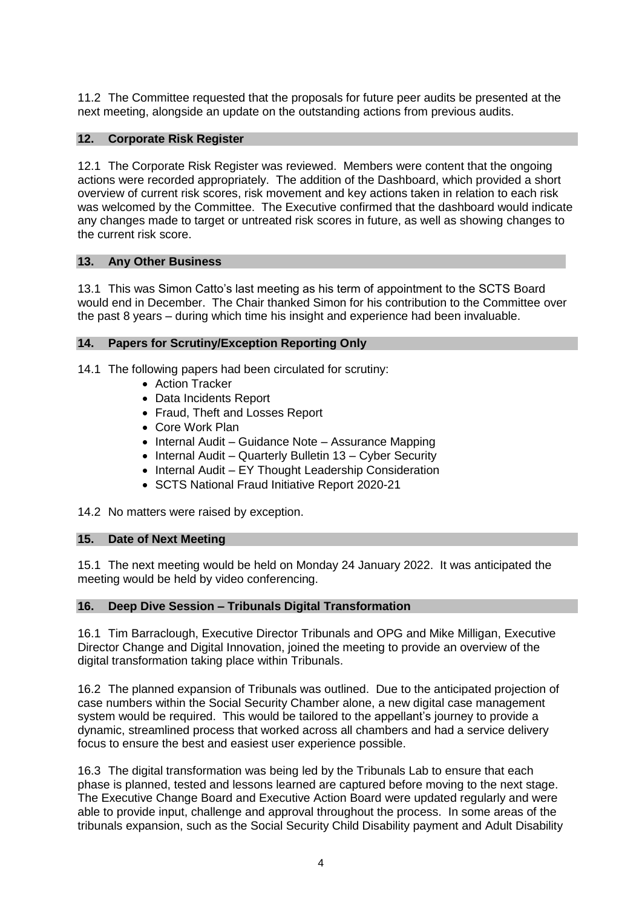11.2 The Committee requested that the proposals for future peer audits be presented at the next meeting, alongside an update on the outstanding actions from previous audits.

## 12. Corporate Risk Register

12.1 The Corporate Risk Register was reviewed. Members were content that the ongoing actions were recorded appropriately. The addition of the Dashboard, which provided a short overview of current risk scores, risk movement and key actions taken in relation to each risk was welcomed by the Committee. The Executive confirmed that the dashboard would indicate any changes made to target or untreated risk scores in future, as well as showing changes to the current risk score.

## 13. Any Other Business

13.1 This was Simon Catto's last meeting as his term of appointment to the SCTS Board would end in December. The Chair thanked Simon for his contribution to the Committee over the past 8 years – during which time his insight and experience had been invaluable.

## 14. Papers for Scrutiny/Exception Reporting Only

14.1 The following papers had been circulated for scrutiny:

- Action Tracker
- Data Incidents Report
- Fraud, Theft and Losses Report
- Core Work Plan
- Internal Audit – Guidance Note – Assurance Mapping
- Internal Audit – Quarterly Bulletin 13 – Cyber Security
- Internal Audit – EY Thought Leadership Consideration
- SCTS National Fraud Initiative Report 2020-21

14.2 No matters were raised by exception.

## 15. Date of Next Meeting

15.1 The next meeting would be held on Monday 24 January 2022. It was anticipated the meeting would be held by video conferencing.

## 16. Deep Dive Session – Tribunals Digital Transformation

16.1 Tim Barraclough, Executive Director Tribunals and OPG and Mike Milligan, Executive Director Change and Digital Innovation, joined the meeting to provide an overview of the digital transformation taking place within Tribunals.

16.2 The planned expansion of Tribunals was outlined. Due to the anticipated projection of case numbers within the Social Security Chamber alone, a new digital case management system would be required. This would be tailored to the appellant's journey to provide a dynamic, streamlined process that worked across all chambers and had a service delivery focus to ensure the best and easiest user experience possible.

16.3 The digital transformation was being led by the Tribunals Lab to ensure that each phase is planned, tested and lessons learned are captured before moving to the next stage. The Executive Change Board and Executive Action Board were updated regularly and were able to provide input, challenge and approval throughout the process. In some areas of the tribunals expansion, such as the Social Security Child Disability payment and Adult Disability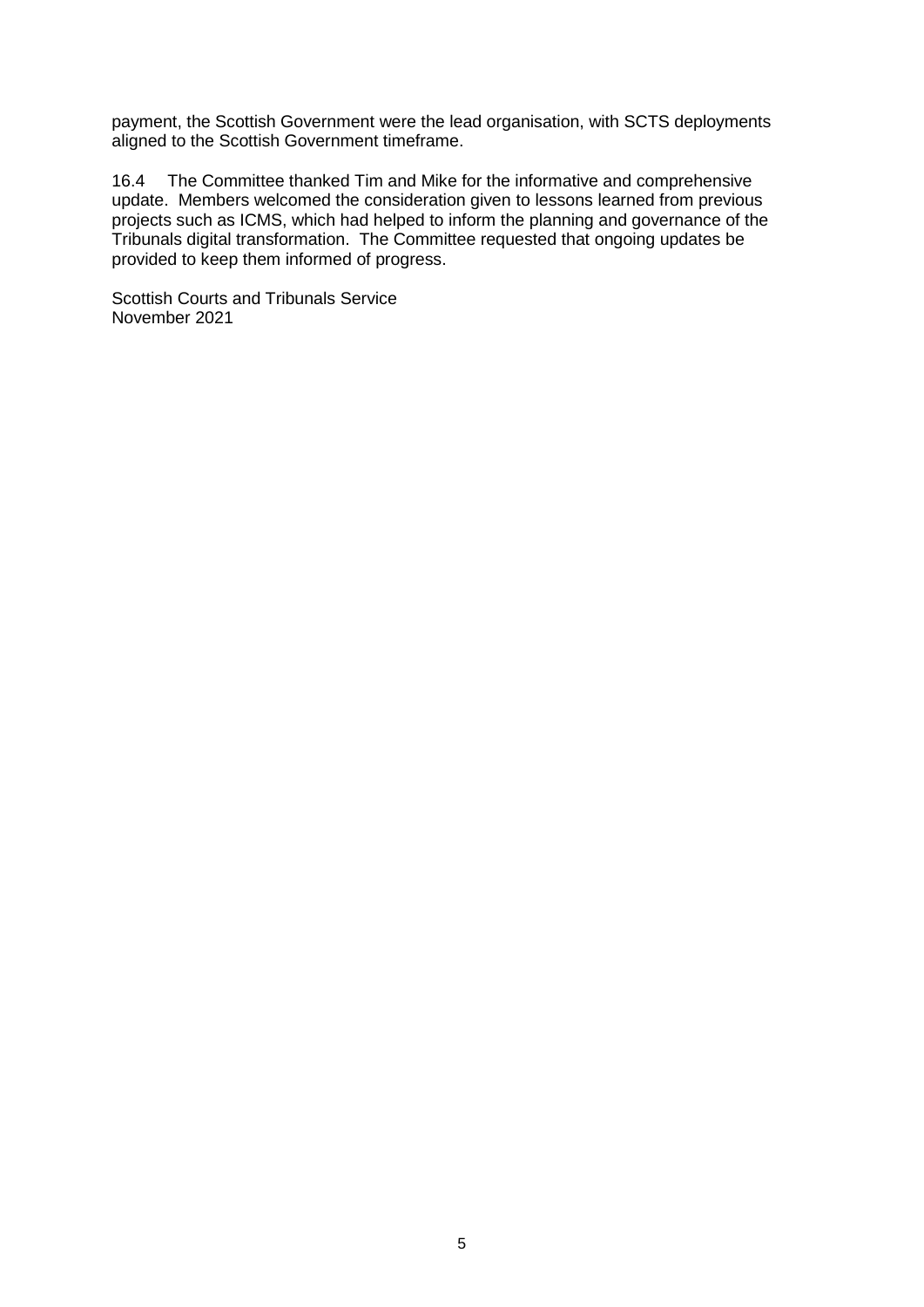payment, the Scottish Government were the lead organisation, with SCTS deployments aligned to the Scottish Government timeframe.

16.4 The Committee thanked Tim and Mike for the informative and comprehensive update. Members welcomed the consideration given to lessons learned from previous projects such as ICMS, which had helped to inform the planning and governance of the Tribunals digital transformation. The Committee requested that ongoing updates be provided to keep them informed of progress.

Scottish Courts and Tribunals Service
November 2021